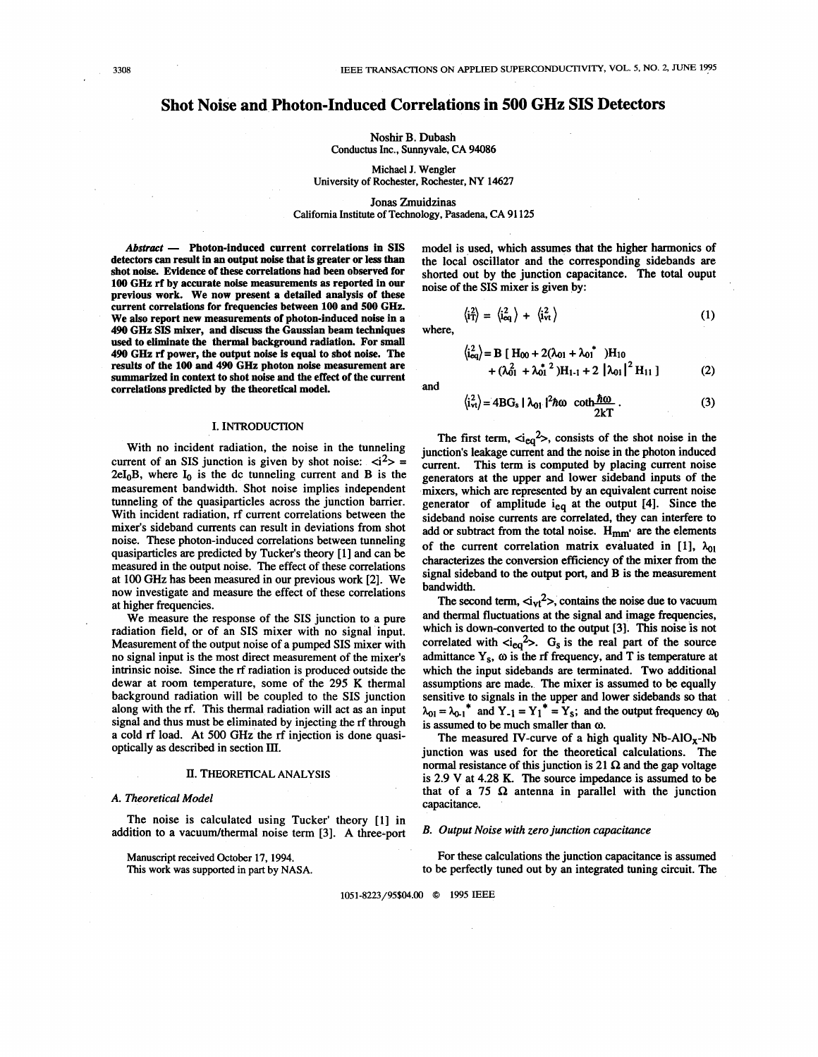# Shot Noise and Photon-Induced Correlations in 500 GHz SIS Detectors

Noshir B. Dubash
Conductus Inc., Sunnyvale, CA 94086

Michael J. Wengler
University of Rochester, Rochester, NY 14627

Jonas Zmuidzinas
California Institute of Technology, Pasadena, CA 91125

***Abstract*** **— Photon-induced current correlations in SIS detectors can result in an output noise that is greater or less than shot noise. Evidence of these correlations had been observed for 100 GHz rf by accurate noise measurements as reported in our previous work. We now present a detailed analysis of these current correlations for frequencies between 100 and 500 GHz. We also report new measurements of photon-induced noise in a 490 GHz SIS mixer, and discuss the Gaussian beam techniques used to eliminate the thermal background radiation. For small 490 GHz rf power, the output noise is equal to shot noise. The results of the 100 and 490 GHz photon noise measurement are summarized in context to shot noise and the effect of the current correlations predicted by the theoretical model.**

## I. INTRODUCTION

With no incident radiation, the noise in the tunneling current of an SIS junction is given by shot noise: $\langle i^2 \rangle = 2eI_0B$, where $I_0$ is the dc tunneling current and B is the measurement bandwidth. Shot noise implies independent tunneling of the quasiparticles across the junction barrier. With incident radiation, rf current correlations between the mixer's sideband currents can result in deviations from shot noise. These photon-induced correlations between tunneling quasiparticles are predicted by Tucker's theory [1] and can be measured in the output noise. The effect of these correlations at 100 GHz has been measured in our previous work [2]. We now investigate and measure the effect of these correlations at higher frequencies.

We measure the response of the SIS junction to a pure radiation field, or of an SIS mixer with no signal input. Measurement of the output noise of a pumped SIS mixer with no signal input is the most direct measurement of the mixer's intrinsic noise. Since the rf radiation is produced outside the dewar at room temperature, some of the 295 K thermal background radiation will be coupled to the SIS junction along with the rf. This thermal radiation will act as an input signal and thus must be eliminated by injecting the rf through a cold rf load. At 500 GHz the rf injection is done quasi-optically as described in section III.

## II. THEORETICAL ANALYSIS

### *A. Theoretical Model*

The noise is calculated using Tucker' theory [1] in addition to a vacuum/thermal noise term [3]. A three-port model is used, which assumes that the higher harmonics of the local oscillator and the corresponding sidebands are shorted out by the junction capacitance. The total ouput noise of the SIS mixer is given by:

$$\langle i_T^2 \rangle = \langle i_{eq}^2 \rangle + \langle i_{vt}^2 \rangle \tag{1}$$

where,

$$\langle i_{eq}^2 \rangle = B\,[\,H_{00} + 2(\lambda_{01} + \lambda_{01}^*\,)H_{10} + (\lambda_{01}^2 + \lambda_{01}^{*\,2}\,)H_{1\text{-}1} + 2\,|\lambda_{01}|^2\,H_{11}\,] \tag{2}$$

and

$$\langle i_{vt}^2 \rangle = 4BG_s\,|\,\lambda_{01}\,|^2\hbar\omega\,\coth\frac{\hbar\omega}{2kT}\,. \tag{3}$$

The first term, $\langle i_{eq}^2 \rangle$, consists of the shot noise in the junction's leakage current and the noise in the photon induced current. This term is computed by placing current noise generators at the upper and lower sideband inputs of the mixers, which are represented by an equivalent current noise generator of amplitude $i_{eq}$ at the output [4]. Since the sideband noise currents are correlated, they can interfere to add or subtract from the total noise. $H_{mm'}$ are the elements of the current correlation matrix evaluated in [1], $\lambda_{01}$ characterizes the conversion efficiency of the mixer from the signal sideband to the output port, and B is the measurement bandwidth.

The second term, $\langle i_{vt}^2 \rangle$, contains the noise due to vacuum and thermal fluctuations at the signal and image frequencies, which is down-converted to the output [3]. This noise is not correlated with $\langle i_{eq}^2 \rangle$. $G_s$ is the real part of the source admittance $Y_s$, $\omega$ is the rf frequency, and T is temperature at which the input sidebands are terminated. Two additional assumptions are made. The mixer is assumed to be equally sensitive to signals in the upper and lower sidebands so that $\lambda_{01} = \lambda_{0\text{-}1}^*$ and $Y_{-1} = Y_1^* = Y_s$; and the output frequency $\omega_0$ is assumed to be much smaller than $\omega$.

The measured IV-curve of a high quality Nb-$AlO_x$-Nb junction was used for the theoretical calculations. The normal resistance of this junction is 21 Ω and the gap voltage is 2.9 V at 4.28 K. The source impedance is assumed to be that of a 75 Ω antenna in parallel with the junction capacitance.

### *B. Output Noise with zero junction capacitance*

For these calculations the junction capacitance is assumed to be perfectly tuned out by an integrated tuning circuit. The

Manuscript received October 17, 1994.
This work was supported in part by NASA.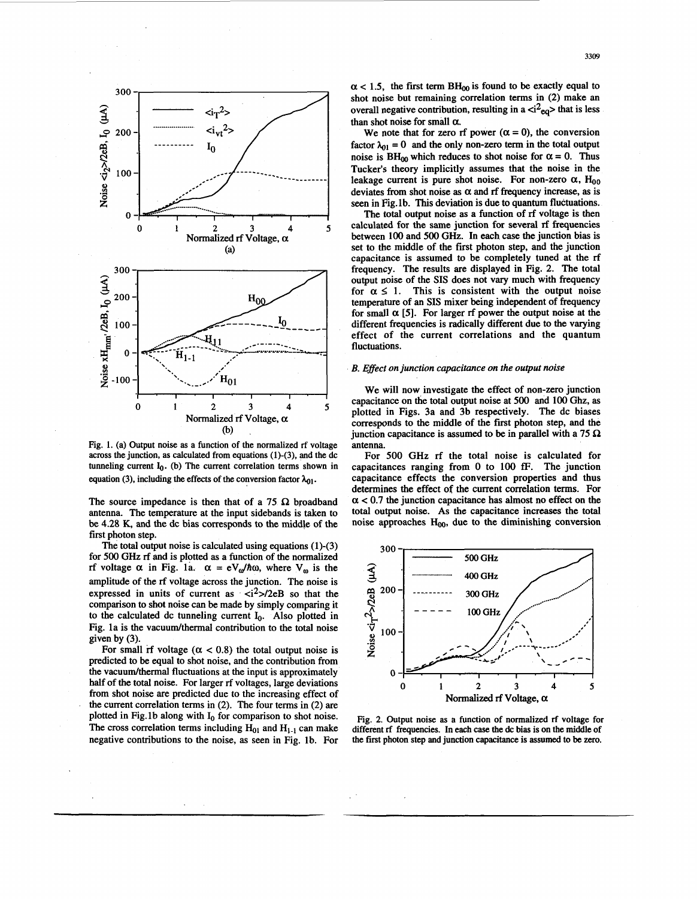Fig. 1. (a) Output noise as a function of the normalized rf voltage across the junction, as calculated from equations (1)-(3), and the dc tunneling current $I_0$. (b) The current correlation terms shown in equation (3), including the effects of the conversion factor $\lambda_{01}$.

The source impedance is then that of a 75 Ω broadband antenna. The temperature at the input sidebands is taken to be 4.28 K, and the dc bias corresponds to the middle of the first photon step.

The total output noise is calculated using equations (1)-(3) for 500 GHz rf and is plotted as a function of the normalized rf voltage α in Fig. 1a. $\alpha = eV_\omega/\hbar\omega$, where $V_\omega$ is the amplitude of the rf voltage across the junction. The noise is expressed in units of current as $\langle i^2 \rangle/2eB$ so that the comparison to shot noise can be made by simply comparing it to the calculated dc tunneling current $I_0$. Also plotted in Fig. 1a is the vacuum/thermal contribution to the total noise given by (3).

For small rf voltage ($\alpha < 0.8$) the total output noise is predicted to be equal to shot noise, and the contribution from the vacuum/thermal fluctuations at the input is approximately half of the total noise. For larger rf voltages, large deviations from shot noise are predicted due to the increasing effect of the current correlation terms in (2). The four terms in (2) are plotted in Fig.1b along with $I_0$ for comparison to shot noise. The cross correlation terms including $H_{01}$ and $H_{1-1}$ can make negative contributions to the noise, as seen in Fig. 1b. For $\alpha < 1.5$, the first term $BH_{00}$ is found to be exactly equal to shot noise but remaining correlation terms in (2) make an overall negative contribution, resulting in a $\langle i^2_{eq} \rangle$ that is less than shot noise for small α.

We note that for zero rf power ($\alpha = 0$), the conversion factor $\lambda_{01} = 0$ and the only non-zero term in the total output noise is $BH_{00}$ which reduces to shot noise for $\alpha = 0$. Thus Tucker's theory implicitly assumes that the noise in the leakage current is pure shot noise. For non-zero α, $H_{00}$ deviates from shot noise as α and rf frequency increase, as is seen in Fig.1b. This deviation is due to quantum fluctuations.

The total output noise as a function of rf voltage is then calculated for the same junction for several rf frequencies between 100 and 500 GHz. In each case the junction bias is set to the middle of the first photon step, and the junction capacitance is assumed to be completely tuned at the rf frequency. The results are displayed in Fig. 2. The total output noise of the SIS does not vary much with frequency for $\alpha \leq 1$. This is consistent with the output noise temperature of an SIS mixer being independent of frequency for small α [5]. For larger rf power the output noise at the different frequencies is radically different due to the varying effect of the current correlations and the quantum fluctuations.

### *B. Effect on junction capacitance on the output noise*

We will now investigate the effect of non-zero junction capacitance on the total output noise at 500 and 100 Ghz, as plotted in Figs. 3a and 3b respectively. The dc biases corresponds to the middle of the first photon step, and the junction capacitance is assumed to be in parallel with a 75 Ω antenna.

For 500 GHz rf the total noise is calculated for capacitances ranging from 0 to 100 fF. The junction capacitance effects the conversion properties and thus determines the effect of the current correlation terms. For $\alpha < 0.7$ the junction capacitance has almost no effect on the total output noise. As the capacitance increases the total noise approaches $H_{00}$, due to the diminishing conversion

Fig. 2. Output noise as a function of normalized rf voltage for different rf frequencies. In each case the dc bias is on the middle of the first photon step and junction capacitance is assumed to be zero.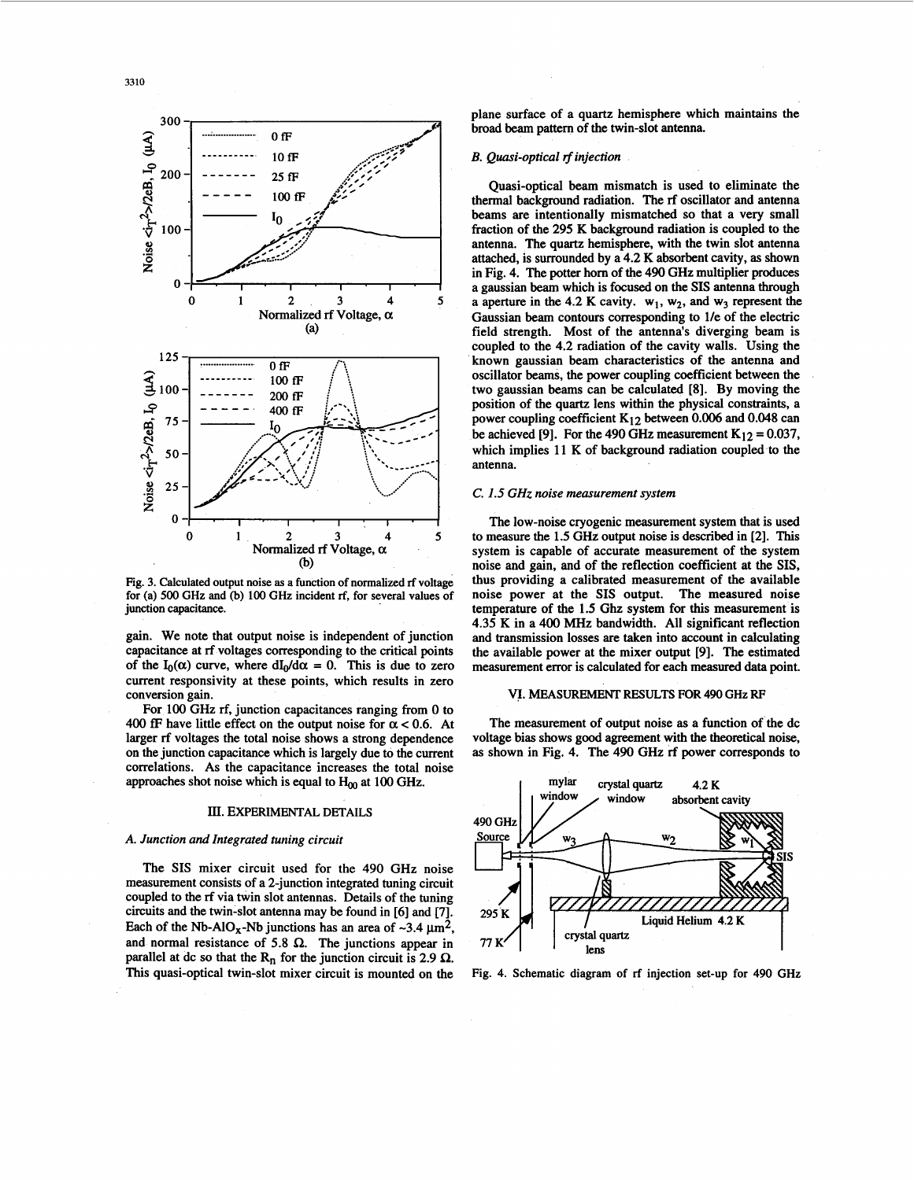Fig. 3. Calculated output noise as a function of normalized rf voltage for (a) 500 GHz and (b) 100 GHz incident rf, for several values of junction capacitance.

gain. We note that output noise is independent of junction capacitance at rf voltages corresponding to the critical points of the $I_0(\alpha)$ curve, where $dI_0/d\alpha = 0$. This is due to zero current responsivity at these points, which results in zero conversion gain.

For 100 GHz rf, junction capacitances ranging from 0 to 400 fF have little effect on the output noise for $\alpha < 0.6$. At larger rf voltages the total noise shows a strong dependence on the junction capacitance which is largely due to the current correlations. As the capacitance increases the total noise approaches shot noise which is equal to $H_{00}$ at 100 GHz.

## III. EXPERIMENTAL DETAILS

### A. Junction and Integrated tuning circuit

The SIS mixer circuit used for the 490 GHz noise measurement consists of a 2-junction integrated tuning circuit coupled to the rf via twin slot antennas. Details of the tuning circuits and the twin-slot antenna may be found in [6] and [7]. Each of the Nb-$AlO_x$-Nb junctions has an area of ~3.4 $\mu m^2$, and normal resistance of 5.8 Ω. The junctions appear in parallel at dc so that the $R_n$ for the junction circuit is 2.9 Ω. This quasi-optical twin-slot mixer circuit is mounted on the plane surface of a quartz hemisphere which maintains the broad beam pattern of the twin-slot antenna.

### B. Quasi-optical rf injection

Quasi-optical beam mismatch is used to eliminate the thermal background radiation. The rf oscillator and antenna beams are intentionally mismatched so that a very small fraction of the 295 K background radiation is coupled to the antenna. The quartz hemisphere, with the twin slot antenna attached, is surrounded by a 4.2 K absorbent cavity, as shown in Fig. 4. The potter horn of the 490 GHz multiplier produces a gaussian beam which is focused on the SIS antenna through a aperture in the 4.2 K cavity. $w_1$, $w_2$, and $w_3$ represent the Gaussian beam contours corresponding to 1/e of the electric field strength. Most of the antenna's diverging beam is coupled to the 4.2 radiation of the cavity walls. Using the known gaussian beam characteristics of the antenna and oscillator beams, the power coupling coefficient between the two gaussian beams can be calculated [8]. By moving the position of the quartz lens within the physical constraints, a power coupling coefficient $K_{12}$ between 0.006 and 0.048 can be achieved [9]. For the 490 GHz measurement $K_{12} = 0.037$, which implies 11 K of background radiation coupled to the antenna.

### C. 1.5 GHz noise measurement system

The low-noise cryogenic measurement system that is used to measure the 1.5 GHz output noise is described in [2]. This system is capable of accurate measurement of the system noise and gain, and of the reflection coefficient at the SIS, thus providing a calibrated measurement of the available noise power at the SIS output. The measured noise temperature of the 1.5 Ghz system for this measurement is 4.35 K in a 400 MHz bandwidth. All significant reflection and transmission losses are taken into account in calculating the available power at the mixer output [9]. The estimated measurement error is calculated for each measured data point.

## VI. MEASUREMENT RESULTS FOR 490 GHz RF

The measurement of output noise as a function of the dc voltage bias shows good agreement with the theoretical noise, as shown in Fig. 4. The 490 GHz rf power corresponds to

Fig. 4. Schematic diagram of rf injection set-up for 490 GHz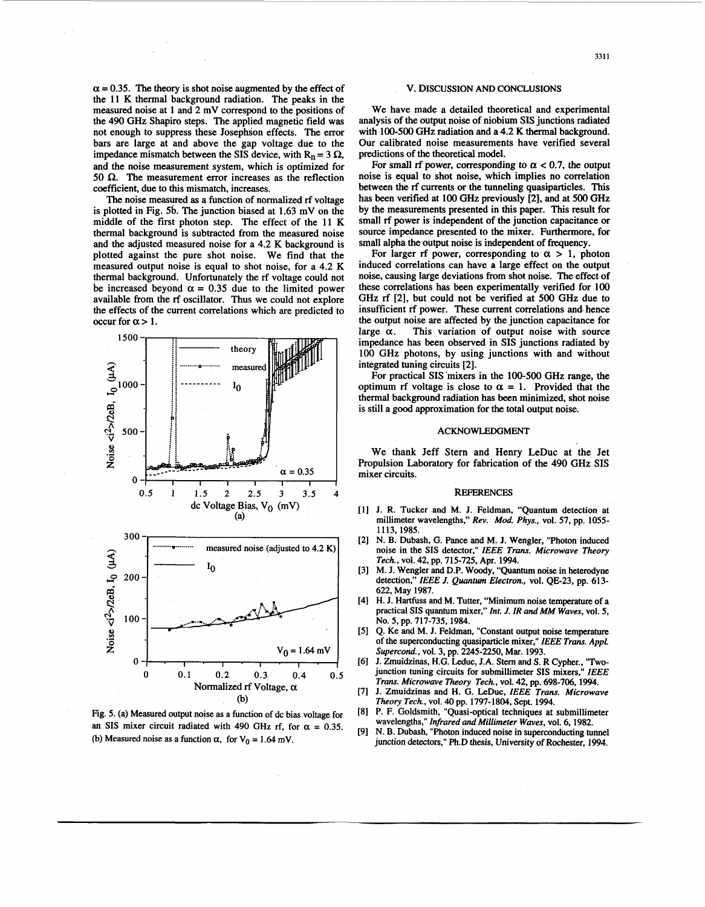$\alpha = 0.35$. The theory is shot noise augmented by the effect of the 11 K thermal background radiation. The peaks in the measured noise at 1 and 2 mV correspond to the positions of the 490 GHz Shapiro steps. The applied magnetic field was not enough to suppress these Josephson effects. The error bars are large at and above the gap voltage due to the impedance mismatch between the SIS device, with $R_n = 3\ \Omega$, and the noise measurement system, which is optimized for 50 $\Omega$. The measurement error increases as the reflection coefficient, due to this mismatch, increases.

The noise measured as a function of normalized rf voltage is plotted in Fig. 5b. The junction biased at 1.63 mV on the middle of the first photon step. The effect of the 11 K thermal background is subtracted from the measured noise and the adjusted measured noise for a 4.2 K background is plotted against the pure shot noise. We find that the measured output noise is equal to shot noise, for a 4.2 K thermal background. Unfortunately the rf voltage could not be increased beyond $\alpha = 0.35$ due to the limited power available from the rf oscillator. Thus we could not explore the effects of the current correlations which are predicted to occur for $\alpha > 1$.

theory
measured
$I_0$
$\alpha = 0.35$
Noise $\langle i^2\rangle/2eB$, $I_0$ ($\mu$A)
dc Voltage Bias, $V_0$ (mV)
(a)

measured noise (adjusted to 4.2 K)
$I_0$
$V_0 = 1.64$ mV
Noise $\langle i^2\rangle/2eB$, $I_0$ ($\mu$A)
Normalized rf Voltage, $\alpha$
(b)

Fig. 5. (a) Measured output noise as a function of dc bias voltage for an SIS mixer circuit radiated with 490 GHz rf, for $\alpha = 0.35$. (b) Measured noise as a function $\alpha$, for $V_0 = 1.64$ mV.

## V. DISCUSSION AND CONCLUSIONS

We have made a detailed theoretical and experimental analysis of the output noise of niobium SIS junctions radiated with 100-500 GHz radiation and a 4.2 K thermal background. Our calibrated noise measurements have verified several predictions of the theoretical model.

For small rf power, corresponding to $\alpha < 0.7$, the output noise is equal to shot noise, which implies no correlation between the rf currents or the tunneling quasiparticles. This has been verified at 100 GHz previously [2], and at 500 GHz by the measurements presented in this paper. This result for small rf power is independent of the junction capacitance or source impedance presented to the mixer. Furthermore, for small alpha the output noise is independent of frequency.

For larger rf power, corresponding to $\alpha > 1$, photon induced correlations can have a large effect on the output noise, causing large deviations from shot noise. The effect of these correlations has been experimentally verified for 100 GHz rf [2], but could not be verified at 500 GHz due to insufficient rf power. These current correlations and hence the output noise are affected by the junction capacitance for large $\alpha$. This variation of output noise with source impedance has been observed in SIS junctions radiated by 100 GHz photons, by using junctions with and without integrated tuning circuits [2].

For practical SIS mixers in the 100-500 GHz range, the optimum rf voltage is close to $\alpha = 1$. Provided that the thermal background radiation has been minimized, shot noise is still a good approximation for the total output noise.

## ACKNOWLEDGMENT

We thank Jeff Stern and Henry LeDuc at the Jet Propulsion Laboratory for fabrication of the 490 GHz SIS mixer circuits.

## REFERENCES

[1] J. R. Tucker and M. J. Feldman, "Quantum detection at millimeter wavelengths," *Rev. Mod. Phys.*, vol. 57, pp. 1055-1113, 1985.

[2] N. B. Dubash, G. Pance and M. J. Wengler, "Photon induced noise in the SIS detector," *IEEE Trans. Microwave Theory Tech.*, vol. 42, pp. 715-725, Apr. 1994.

[3] M. J. Wengler and D.P. Woody, "Quantum noise in heterodyne detection," *IEEE J. Quantum Electron.*, vol. QE-23, pp. 613-622, May 1987.

[4] H. J. Hartfuss and M. Tutter, "Minimum noise temperature of a practical SIS quantum mixer," *Int. J. IR and MM Waves*, vol. 5, No. 5, pp. 717-735, 1984.

[5] Q. Ke and M. J. Feldman, "Constant output noise temperature of the superconducting quasiparticle mixer," *IEEE Trans. Appl. Supercond.*, vol. 3, pp. 2245-2250, Mar. 1993.

[6] J. Zmuidzinas, H.G. Leduc, J.A. Stern and S. R Cypher., "Two-junction tuning circuits for submillimeter SIS mixers," *IEEE Trans. Microwave Theory Tech.*, vol. 42, pp. 698-706, 1994.

[7] J. Zmuidzinas and H. G. LeDuc, *IEEE Trans. Microwave Theory Tech.*, vol. 40 pp. 1797-1804, Sept. 1994.

[8] P. F. Goldsmith, "Quasi-optical techniques at submillimeter wavelengths," *Infrared and Millimeter Waves*, vol. 6, 1982.

[9] N. B. Dubash, "Photon induced noise in superconducting tunnel junction detectors," Ph.D thesis, University of Rochester, 1994.